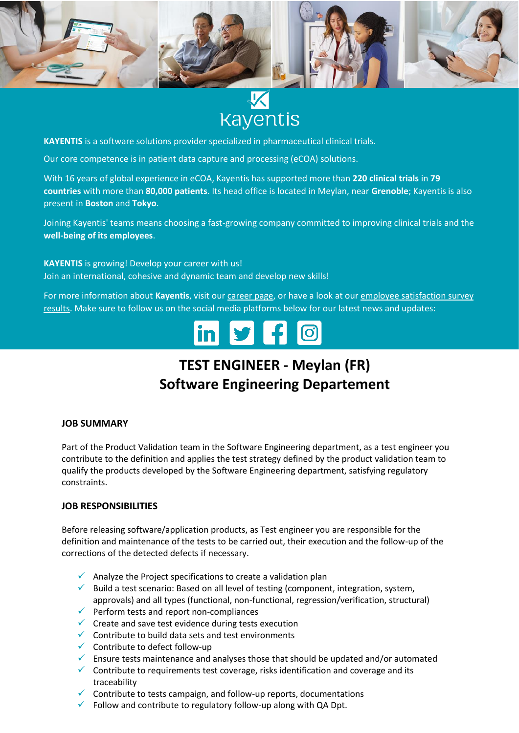Kayentis

**KAYENTIS** is a software solutions provider specialized in pharmaceutical clinical trials.

Our core competence is in patient data capture and processing (eCOA) solutions.

With 16 years of global experience in eCOA, Kayentis has supported more than **220 clinical trials** in **79 countries** with more than **80,000 patients**. Its head office is located in Meylan, near **Grenoble**; Kayentis is also present in **Boston** and **Tokyo**.

Joining Kayentis' teams means choosing a fast-growing company committed to improving clinical trials and the **well-being of its employees**.

**KAYENTIS** is growing! Develop your career with us!
Join an international, cohesive and dynamic team and develop new skills!

For more information about **Kayentis**, visit our career page, or have a look at our employee satisfaction survey results. Make sure to follow us on the social media platforms below for our latest news and updates:

# TEST ENGINEER - Meylan (FR)
# Software Engineering Departement

### JOB SUMMARY

Part of the Product Validation team in the Software Engineering department, as a test engineer you contribute to the definition and applies the test strategy defined by the product validation team to qualify the products developed by the Software Engineering department, satisfying regulatory constraints.

### JOB RESPONSIBILITIES

Before releasing software/application products, as Test engineer you are responsible for the definition and maintenance of the tests to be carried out, their execution and the follow-up of the corrections of the detected defects if necessary.

- ✓ Analyze the Project specifications to create a validation plan
- ✓ Build a test scenario: Based on all level of testing (component, integration, system, approvals) and all types (functional, non-functional, regression/verification, structural)
- ✓ Perform tests and report non-compliances
- ✓ Create and save test evidence during tests execution
- ✓ Contribute to build data sets and test environments
- ✓ Contribute to defect follow-up
- ✓ Ensure tests maintenance and analyses those that should be updated and/or automated
- ✓ Contribute to requirements test coverage, risks identification and coverage and its traceability
- ✓ Contribute to tests campaign, and follow-up reports, documentations
- ✓ Follow and contribute to regulatory follow-up along with QA Dpt.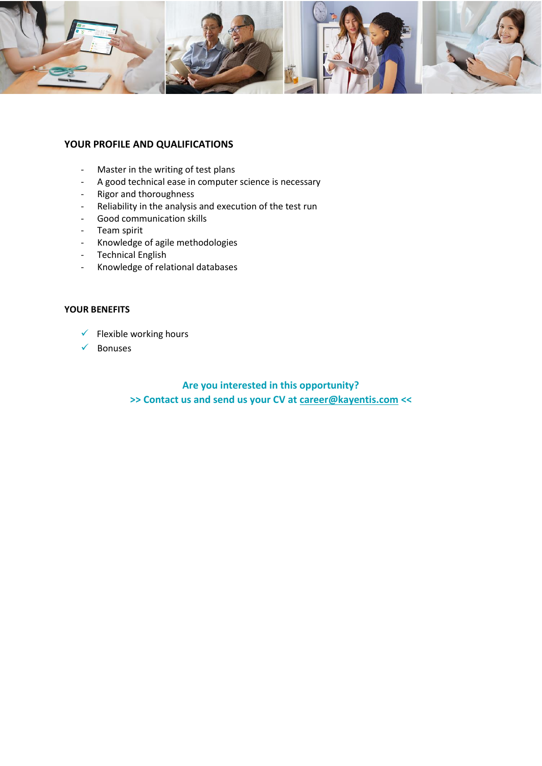## YOUR PROFILE AND QUALIFICATIONS

- Master in the writing of test plans
- A good technical ease in computer science is necessary
- Rigor and thoroughness
- Reliability in the analysis and execution of the test run
- Good communication skills
- Team spirit
- Knowledge of agile methodologies
- Technical English
- Knowledge of relational databases

## YOUR BENEFITS

- ✓ Flexible working hours
- ✓ Bonuses

**Are you interested in this opportunity?**
**>> Contact us and send us your CV at career@kayentis.com <<**